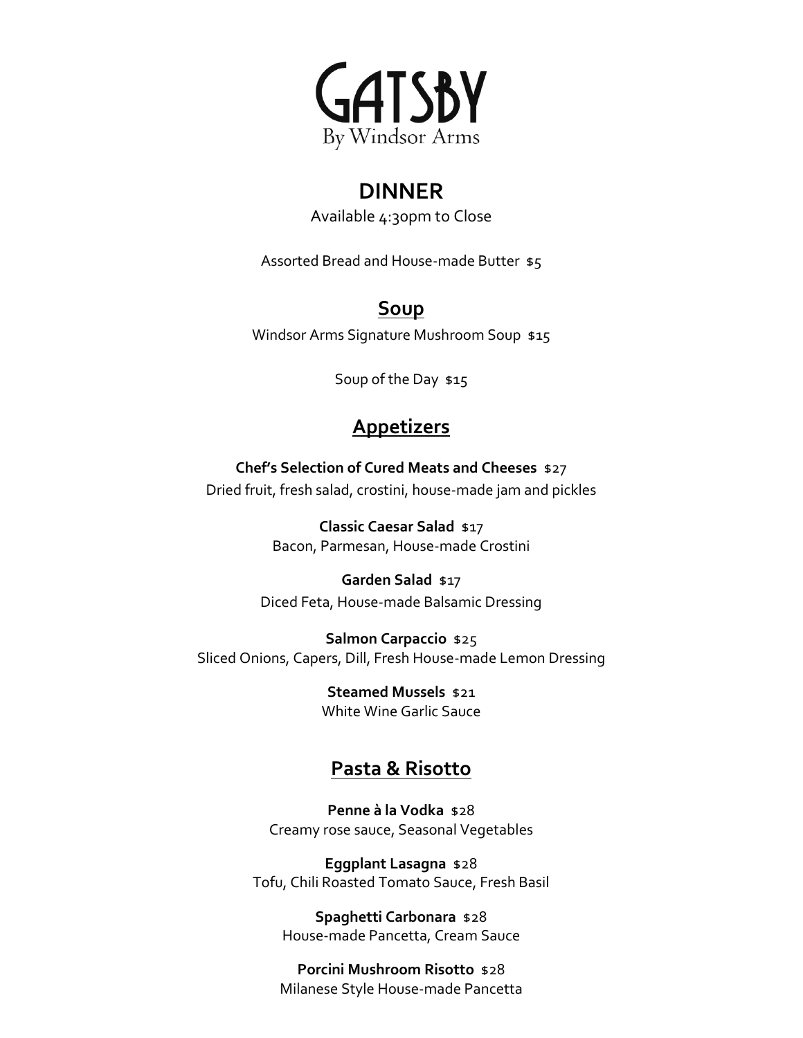# GATSBY

By Windsor Arms

## DINNER

Available 4:30pm to Close

Assorted Bread and House-made Butter $5

## Soup

Windsor Arms Signature Mushroom Soup $15

Soup of the Day $15

## Appetizers

**Chef's Selection of Cured Meats and Cheeses** $27
Dried fruit, fresh salad, crostini, house-made jam and pickles

**Classic Caesar Salad** $17
Bacon, Parmesan, House-made Crostini

**Garden Salad** $17
Diced Feta, House-made Balsamic Dressing

**Salmon Carpaccio** $25
Sliced Onions, Capers, Dill, Fresh House-made Lemon Dressing

**Steamed Mussels** $21
White Wine Garlic Sauce

## Pasta & Risotto

**Penne à la Vodka** $28
Creamy rose sauce, Seasonal Vegetables

**Eggplant Lasagna** $28
Tofu, Chili Roasted Tomato Sauce, Fresh Basil

**Spaghetti Carbonara** $28
House-made Pancetta, Cream Sauce

**Porcini Mushroom Risotto** $28
Milanese Style House-made Pancetta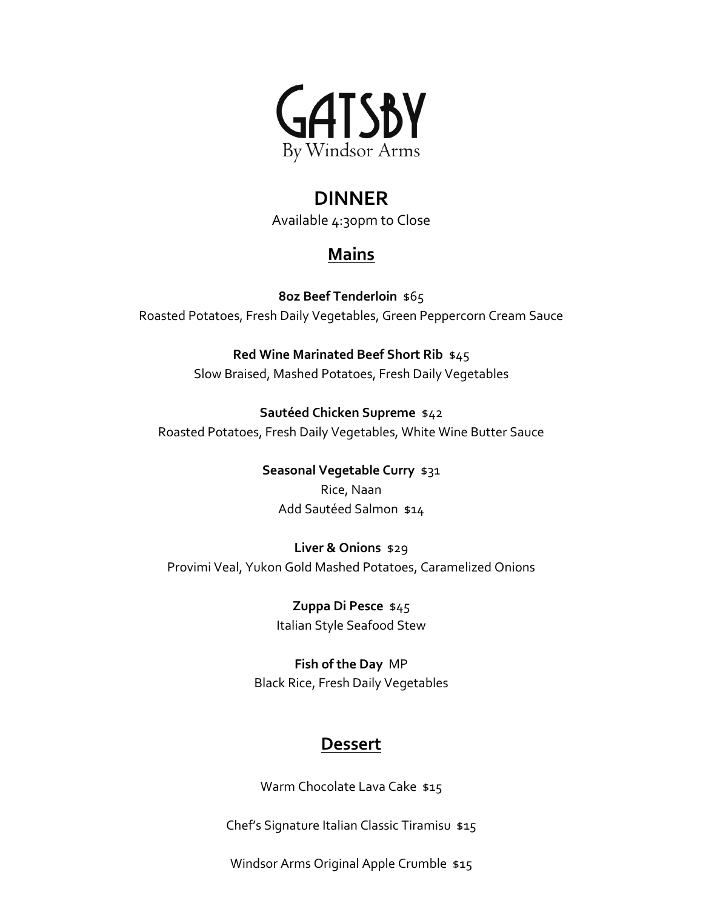# GATSBY

By Windsor Arms

## DINNER

Available 4:30pm to Close

### Mains

**8oz Beef Tenderloin** $65
Roasted Potatoes, Fresh Daily Vegetables, Green Peppercorn Cream Sauce

**Red Wine Marinated Beef Short Rib** $45
Slow Braised, Mashed Potatoes, Fresh Daily Vegetables

**Sautéed Chicken Supreme** $42
Roasted Potatoes, Fresh Daily Vegetables, White Wine Butter Sauce

**Seasonal Vegetable Curry** $31
Rice, Naan
Add Sautéed Salmon $14

**Liver & Onions** $29
Provimi Veal, Yukon Gold Mashed Potatoes, Caramelized Onions

**Zuppa Di Pesce** $45
Italian Style Seafood Stew

**Fish of the Day** MP
Black Rice, Fresh Daily Vegetables

### Dessert

Warm Chocolate Lava Cake $15

Chef's Signature Italian Classic Tiramisu $15

Windsor Arms Original Apple Crumble $15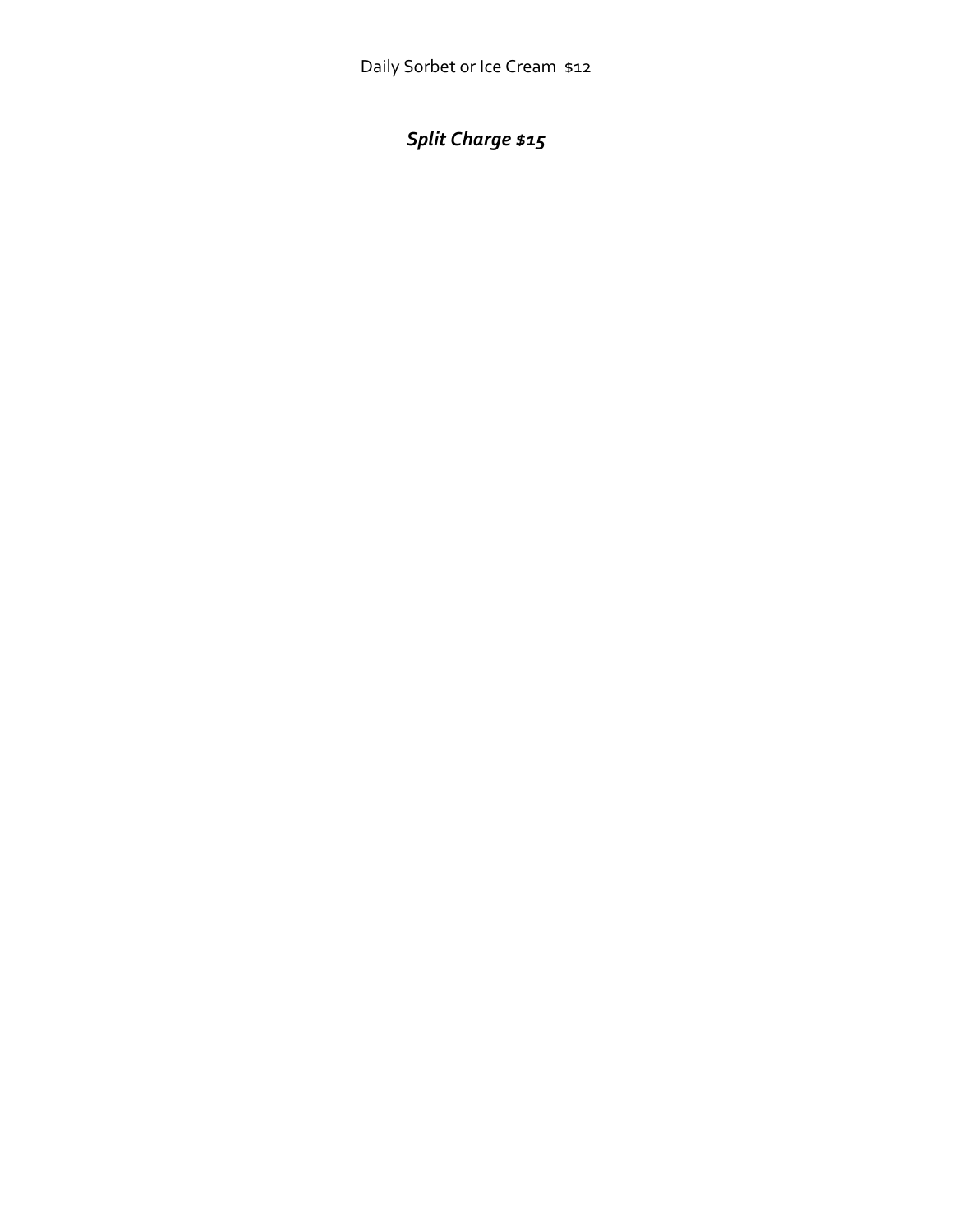Daily Sorbet or Ice Cream $12

***Split Charge $15***